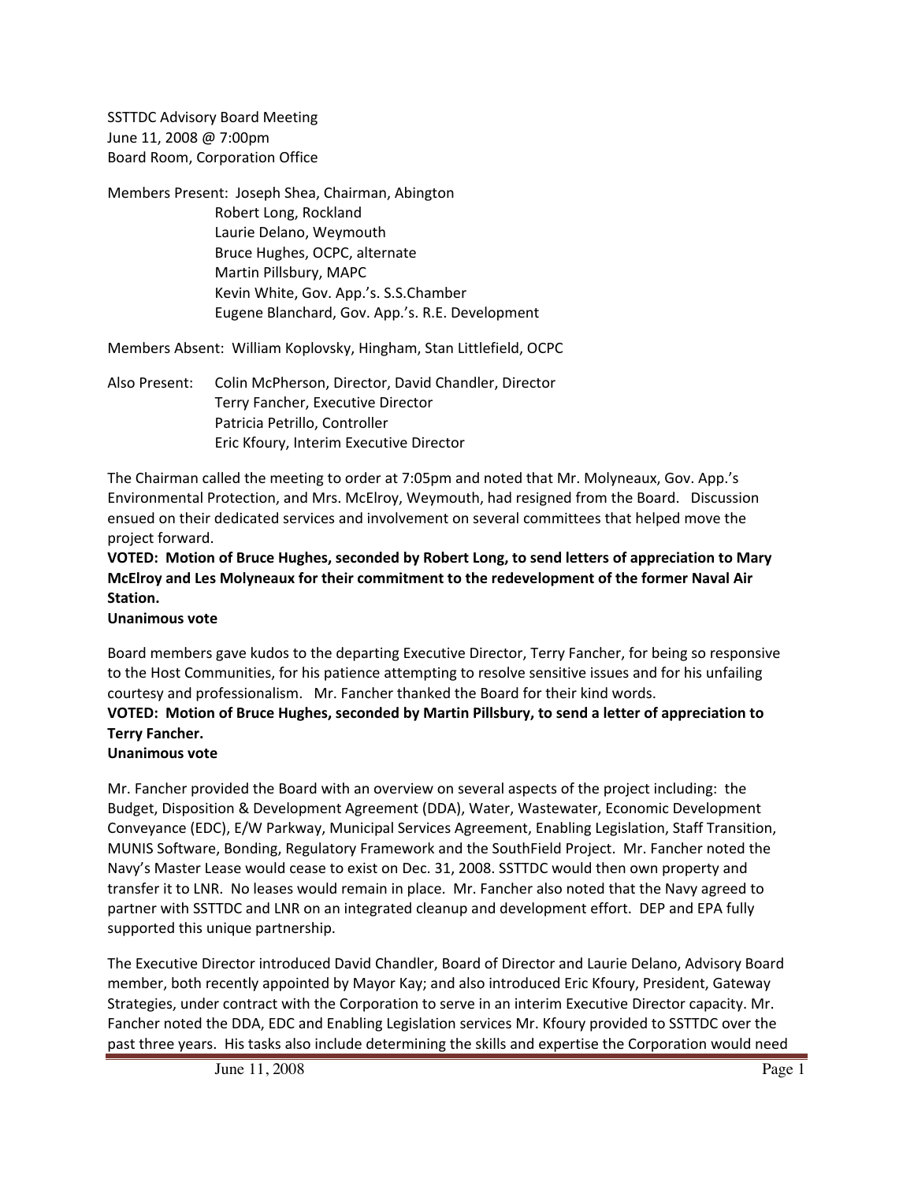SSTTDC Advisory Board Meeting
June 11, 2008 @ 7:00pm
Board Room, Corporation Office

Members Present: Joseph Shea, Chairman, Abington
Robert Long, Rockland
Laurie Delano, Weymouth
Bruce Hughes, OCPC, alternate
Martin Pillsbury, MAPC
Kevin White, Gov. App.'s. S.S.Chamber
Eugene Blanchard, Gov. App.'s. R.E. Development

Members Absent: William Koplovsky, Hingham, Stan Littlefield, OCPC

Also Present: Colin McPherson, Director, David Chandler, Director
Terry Fancher, Executive Director
Patricia Petrillo, Controller
Eric Kfoury, Interim Executive Director

The Chairman called the meeting to order at 7:05pm and noted that Mr. Molyneaux, Gov. App.'s Environmental Protection, and Mrs. McElroy, Weymouth, had resigned from the Board. Discussion ensued on their dedicated services and involvement on several committees that helped move the project forward.

**VOTED: Motion of Bruce Hughes, seconded by Robert Long, to send letters of appreciation to Mary McElroy and Les Molyneaux for their commitment to the redevelopment of the former Naval Air Station.**
**Unanimous vote**

Board members gave kudos to the departing Executive Director, Terry Fancher, for being so responsive to the Host Communities, for his patience attempting to resolve sensitive issues and for his unfailing courtesy and professionalism. Mr. Fancher thanked the Board for their kind words.

**VOTED: Motion of Bruce Hughes, seconded by Martin Pillsbury, to send a letter of appreciation to Terry Fancher.**
**Unanimous vote**

Mr. Fancher provided the Board with an overview on several aspects of the project including: the Budget, Disposition & Development Agreement (DDA), Water, Wastewater, Economic Development Conveyance (EDC), E/W Parkway, Municipal Services Agreement, Enabling Legislation, Staff Transition, MUNIS Software, Bonding, Regulatory Framework and the SouthField Project. Mr. Fancher noted the Navy's Master Lease would cease to exist on Dec. 31, 2008. SSTTDC would then own property and transfer it to LNR. No leases would remain in place. Mr. Fancher also noted that the Navy agreed to partner with SSTTDC and LNR on an integrated cleanup and development effort. DEP and EPA fully supported this unique partnership.

The Executive Director introduced David Chandler, Board of Director and Laurie Delano, Advisory Board member, both recently appointed by Mayor Kay; and also introduced Eric Kfoury, President, Gateway Strategies, under contract with the Corporation to serve in an interim Executive Director capacity. Mr. Fancher noted the DDA, EDC and Enabling Legislation services Mr. Kfoury provided to SSTTDC over the past three years. His tasks also include determining the skills and expertise the Corporation would need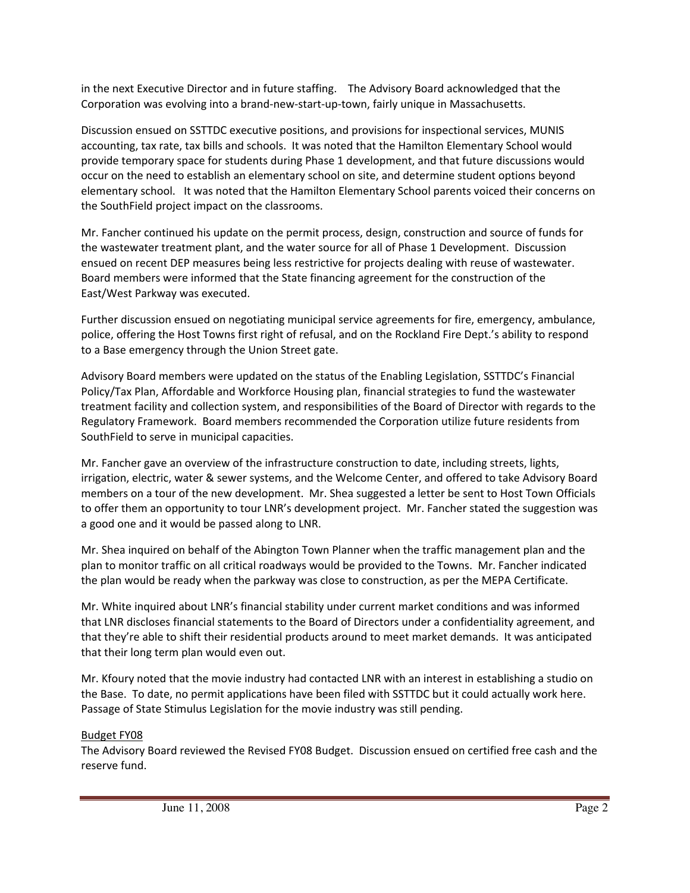in the next Executive Director and in future staffing. The Advisory Board acknowledged that the Corporation was evolving into a brand-new-start-up-town, fairly unique in Massachusetts.

Discussion ensued on SSTTDC executive positions, and provisions for inspectional services, MUNIS accounting, tax rate, tax bills and schools. It was noted that the Hamilton Elementary School would provide temporary space for students during Phase 1 development, and that future discussions would occur on the need to establish an elementary school on site, and determine student options beyond elementary school. It was noted that the Hamilton Elementary School parents voiced their concerns on the SouthField project impact on the classrooms.

Mr. Fancher continued his update on the permit process, design, construction and source of funds for the wastewater treatment plant, and the water source for all of Phase 1 Development. Discussion ensued on recent DEP measures being less restrictive for projects dealing with reuse of wastewater. Board members were informed that the State financing agreement for the construction of the East/West Parkway was executed.

Further discussion ensued on negotiating municipal service agreements for fire, emergency, ambulance, police, offering the Host Towns first right of refusal, and on the Rockland Fire Dept.'s ability to respond to a Base emergency through the Union Street gate.

Advisory Board members were updated on the status of the Enabling Legislation, SSTTDC's Financial Policy/Tax Plan, Affordable and Workforce Housing plan, financial strategies to fund the wastewater treatment facility and collection system, and responsibilities of the Board of Director with regards to the Regulatory Framework. Board members recommended the Corporation utilize future residents from SouthField to serve in municipal capacities.

Mr. Fancher gave an overview of the infrastructure construction to date, including streets, lights, irrigation, electric, water & sewer systems, and the Welcome Center, and offered to take Advisory Board members on a tour of the new development. Mr. Shea suggested a letter be sent to Host Town Officials to offer them an opportunity to tour LNR's development project. Mr. Fancher stated the suggestion was a good one and it would be passed along to LNR.

Mr. Shea inquired on behalf of the Abington Town Planner when the traffic management plan and the plan to monitor traffic on all critical roadways would be provided to the Towns. Mr. Fancher indicated the plan would be ready when the parkway was close to construction, as per the MEPA Certificate.

Mr. White inquired about LNR's financial stability under current market conditions and was informed that LNR discloses financial statements to the Board of Directors under a confidentiality agreement, and that they're able to shift their residential products around to meet market demands. It was anticipated that their long term plan would even out.

Mr. Kfoury noted that the movie industry had contacted LNR with an interest in establishing a studio on the Base. To date, no permit applications have been filed with SSTTDC but it could actually work here. Passage of State Stimulus Legislation for the movie industry was still pending.

Budget FY08

The Advisory Board reviewed the Revised FY08 Budget. Discussion ensued on certified free cash and the reserve fund.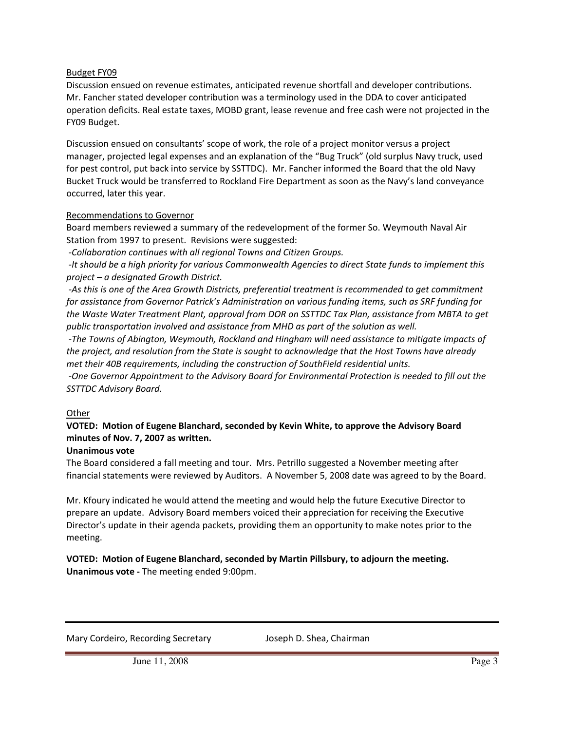Budget FY09

Discussion ensued on revenue estimates, anticipated revenue shortfall and developer contributions. Mr. Fancher stated developer contribution was a terminology used in the DDA to cover anticipated operation deficits. Real estate taxes, MOBD grant, lease revenue and free cash were not projected in the FY09 Budget.

Discussion ensued on consultants' scope of work, the role of a project monitor versus a project manager, projected legal expenses and an explanation of the "Bug Truck" (old surplus Navy truck, used for pest control, put back into service by SSTTDC). Mr. Fancher informed the Board that the old Navy Bucket Truck would be transferred to Rockland Fire Department as soon as the Navy's land conveyance occurred, later this year.

Recommendations to Governor

Board members reviewed a summary of the redevelopment of the former So. Weymouth Naval Air Station from 1997 to present. Revisions were suggested:

*-Collaboration continues with all regional Towns and Citizen Groups.*

*-It should be a high priority for various Commonwealth Agencies to direct State funds to implement this project – a designated Growth District.*

*-As this is one of the Area Growth Districts, preferential treatment is recommended to get commitment for assistance from Governor Patrick's Administration on various funding items, such as SRF funding for the Waste Water Treatment Plant, approval from DOR on SSTTDC Tax Plan, assistance from MBTA to get public transportation involved and assistance from MHD as part of the solution as well.*

*-The Towns of Abington, Weymouth, Rockland and Hingham will need assistance to mitigate impacts of the project, and resolution from the State is sought to acknowledge that the Host Towns have already met their 40B requirements, including the construction of SouthField residential units.*

*-One Governor Appointment to the Advisory Board for Environmental Protection is needed to fill out the SSTTDC Advisory Board.*

Other

**VOTED: Motion of Eugene Blanchard, seconded by Kevin White, to approve the Advisory Board minutes of Nov. 7, 2007 as written.**

**Unanimous vote**

The Board considered a fall meeting and tour. Mrs. Petrillo suggested a November meeting after financial statements were reviewed by Auditors. A November 5, 2008 date was agreed to by the Board.

Mr. Kfoury indicated he would attend the meeting and would help the future Executive Director to prepare an update. Advisory Board members voiced their appreciation for receiving the Executive Director's update in their agenda packets, providing them an opportunity to make notes prior to the meeting.

**VOTED: Motion of Eugene Blanchard, seconded by Martin Pillsbury, to adjourn the meeting.**

**Unanimous vote -** The meeting ended 9:00pm.

Mary Cordeiro, Recording Secretary Joseph D. Shea, Chairman

June 11, 2008